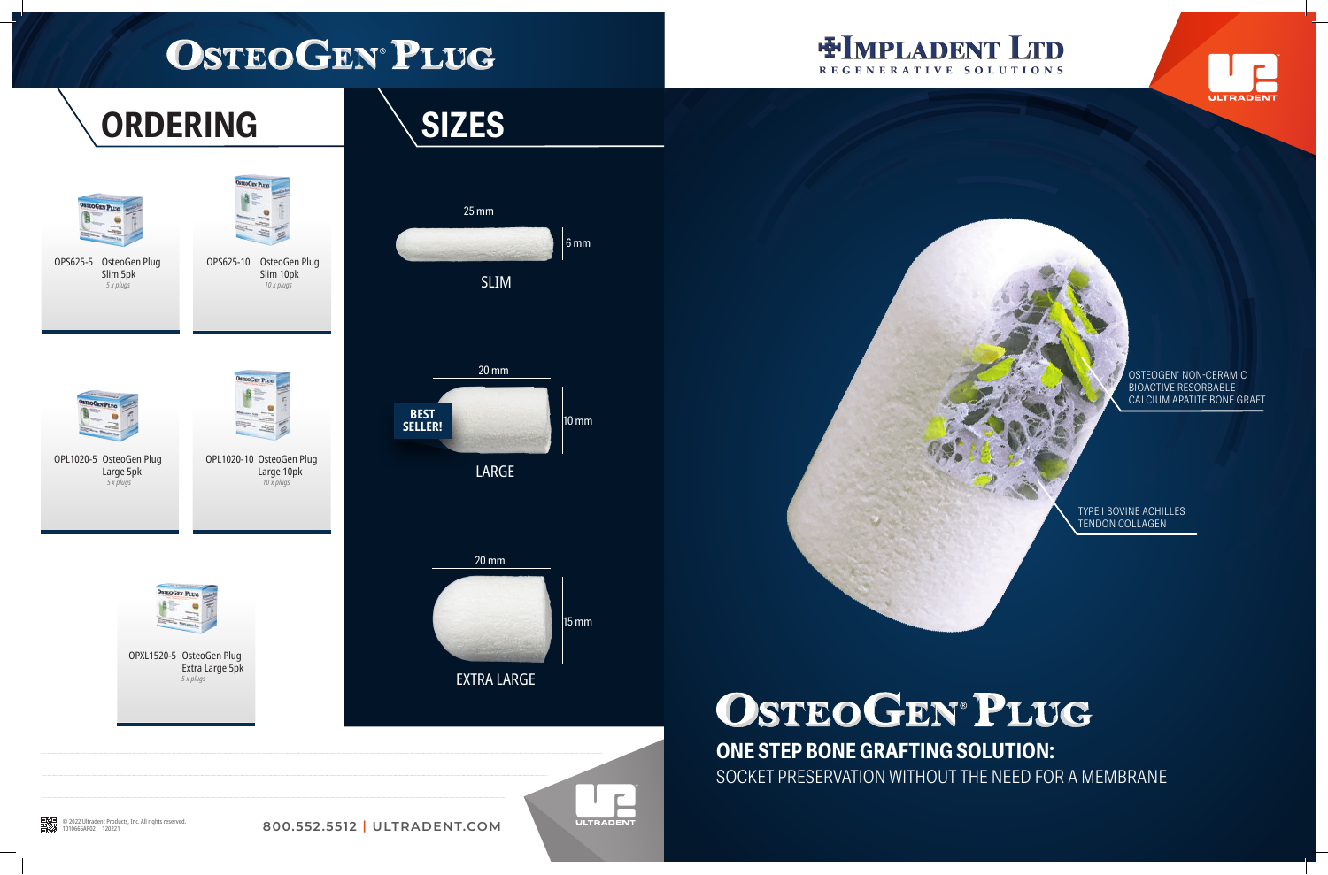# OsteoGen® Plug

**IMPLADENT LTD**
REGENERATIVE SOLUTIONS

ULTRADENT

## ORDERING

OPS625-5 OsteoGen Plug Slim 5pk
*5 x plugs*

OPS625-10 OsteoGen Plug Slim 10pk
*10 x plugs*

OPL1020-5 OsteoGen Plug Large 5pk
*5 x plugs*

OPL1020-10 OsteoGen Plug Large 10pk
*10 x plugs*

OPXL1520-5 OsteoGen Plug Extra Large 5pk
*5 x plugs*

## SIZES

25 mm
6 mm
SLIM

20 mm
10 mm
**BEST SELLER!**
LARGE

20 mm
15 mm
EXTRA LARGE

OSTEOGEN® NON-CERAMIC BIOACTIVE RESORBABLE CALCIUM APATITE BONE GRAFT

TYPE I BOVINE ACHILLES TENDON COLLAGEN

# OsteoGen® Plug

**ONE STEP BONE GRAFTING SOLUTION:**

SOCKET PRESERVATION WITHOUT THE NEED FOR A MEMBRANE

© 2022 Ultradent Products, Inc. All rights reserved.
1010665AR02 120221

**800.552.5512 | ULTRADENT.COM**

ULTRADENT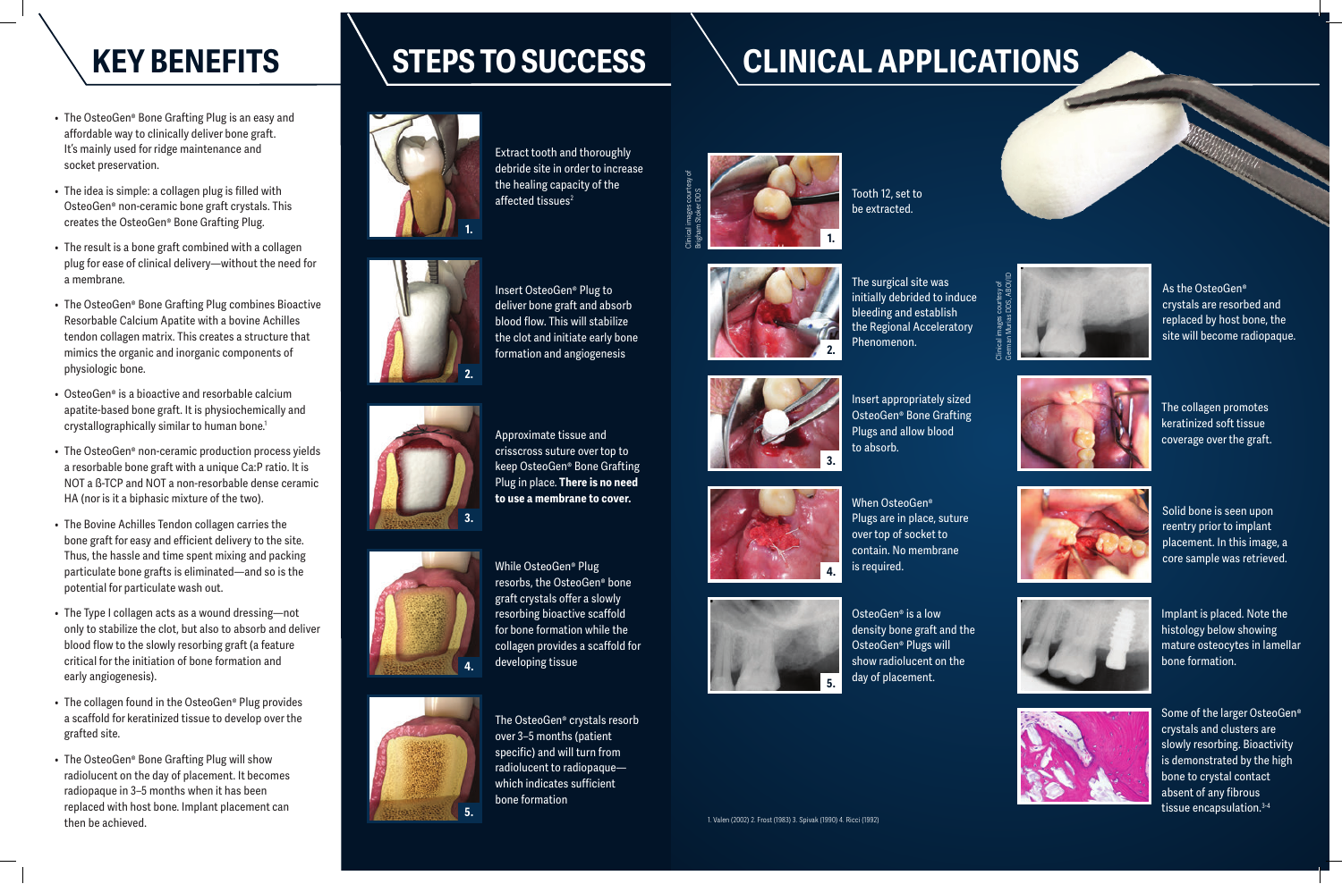# KEY BENEFITS

- The OsteoGen® Bone Grafting Plug is an easy and affordable way to clinically deliver bone graft. It's mainly used for ridge maintenance and socket preservation.
- The idea is simple: a collagen plug is filled with OsteoGen® non-ceramic bone graft crystals. This creates the OsteoGen® Bone Grafting Plug.
- The result is a bone graft combined with a collagen plug for ease of clinical delivery—without the need for a membrane.
- The OsteoGen® Bone Grafting Plug combines Bioactive Resorbable Calcium Apatite with a bovine Achilles tendon collagen matrix. This creates a structure that mimics the organic and inorganic components of physiologic bone.
- OsteoGen® is a bioactive and resorbable calcium apatite-based bone graft. It is physiochemically and crystallographically similar to human bone.[1]
- The OsteoGen® non-ceramic production process yields a resorbable bone graft with a unique Ca:P ratio. It is NOT a ß-TCP and NOT a non-resorbable dense ceramic HA (nor is it a biphasic mixture of the two).
- The Bovine Achilles Tendon collagen carries the bone graft for easy and efficient delivery to the site. Thus, the hassle and time spent mixing and packing particulate bone grafts is eliminated—and so is the potential for particulate wash out.
- The Type I collagen acts as a wound dressing—not only to stabilize the clot, but also to absorb and deliver blood flow to the slowly resorbing graft (a feature critical for the initiation of bone formation and early angiogenesis).
- The collagen found in the OsteoGen® Plug provides a scaffold for keratinized tissue to develop over the grafted site.
- The OsteoGen® Bone Grafting Plug will show radiolucent on the day of placement. It becomes radiopaque in 3–5 months when it has been replaced with host bone. Implant placement can then be achieved.

# STEPS TO SUCCESS

1. Extract tooth and thoroughly debride site in order to increase the healing capacity of the affected tissues[2]
2. Insert OsteoGen® Plug to deliver bone graft and absorb blood flow. This will stabilize the clot and initiate early bone formation and angiogenesis
3. Approximate tissue and crisscross suture over top to keep OsteoGen® Bone Grafting Plug in place. **There is no need to use a membrane to cover.**
4. While OsteoGen® Plug resorbs, the OsteoGen® bone graft crystals offer a slowly resorbing bioactive scaffold for bone formation while the collagen provides a scaffold for developing tissue
5. The OsteoGen® crystals resorb over 3–5 months (patient specific) and will turn from radiolucent to radiopaque—which indicates sufficient bone formation

# CLINICAL APPLICATIONS

Clinical images courtesy of Brigham Stoker DDS

1. Tooth 12, set to be extracted.
2. The surgical site was initially debrided to induce bleeding and establish the Regional Acceleratory Phenomenon.
3. Insert appropriately sized OsteoGen® Bone Grafting Plugs and allow blood to absorb.
4. When OsteoGen® Plugs are in place, suture over top of socket to contain. No membrane is required.
5. OsteoGen® is a low density bone graft and the OsteoGen® Plugs will show radiolucent on the day of placement.

Clinical images courtesy of German Murias DDS, ABOI/ID

As the OsteoGen® crystals are resorbed and replaced by host bone, the site will become radiopaque.

The collagen promotes keratinized soft tissue coverage over the graft.

Solid bone is seen upon reentry prior to implant placement. In this image, a core sample was retrieved.

Implant is placed. Note the histology below showing mature osteocytes in lamellar bone formation.

Some of the larger OsteoGen® crystals and clusters are slowly resorbing. Bioactivity is demonstrated by the high bone to crystal contact absent of any fibrous tissue encapsulation.[3-4]

1. Valen (2002) 2. Frost (1983) 3. Spivak (1990) 4. Ricci (1992)